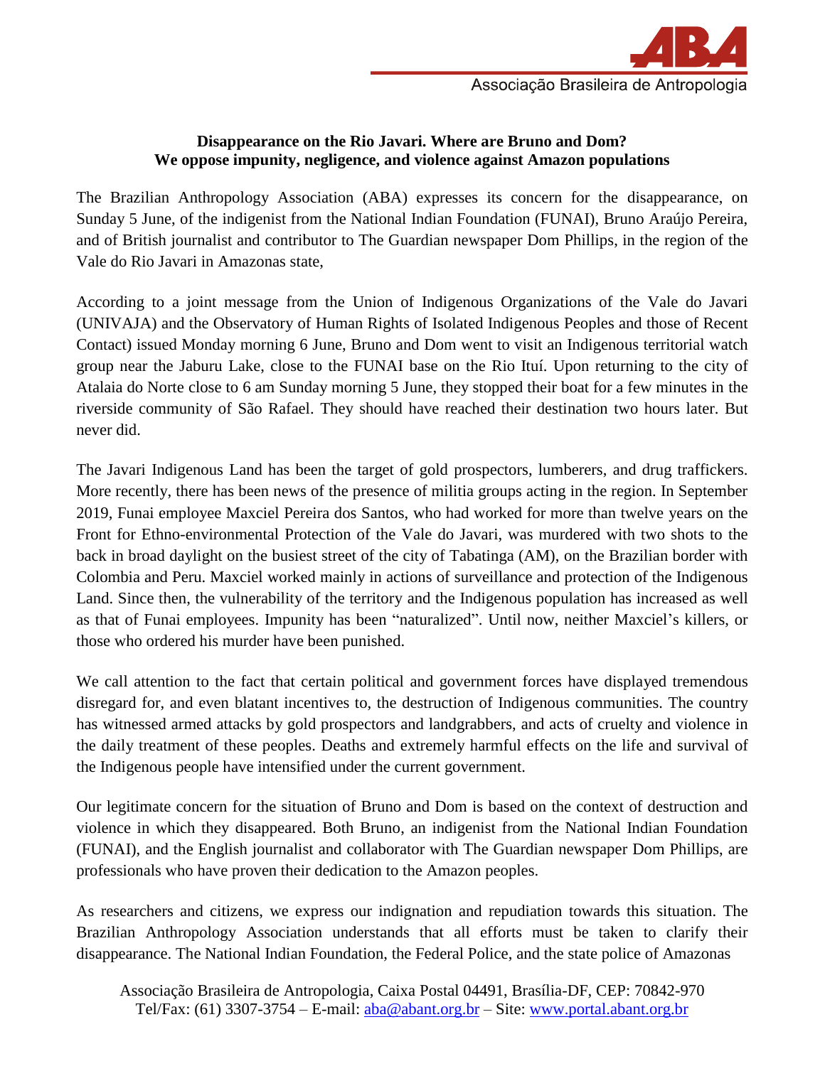**Disappearance on the Rio Javari. Where are Bruno and Dom?**
**We oppose impunity, negligence, and violence against Amazon populations**

The Brazilian Anthropology Association (ABA) expresses its concern for the disappearance, on Sunday 5 June, of the indigenist from the National Indian Foundation (FUNAI), Bruno Araújo Pereira, and of British journalist and contributor to The Guardian newspaper Dom Phillips, in the region of the Vale do Rio Javari in Amazonas state,

According to a joint message from the Union of Indigenous Organizations of the Vale do Javari (UNIVAJA) and the Observatory of Human Rights of Isolated Indigenous Peoples and those of Recent Contact) issued Monday morning 6 June, Bruno and Dom went to visit an Indigenous territorial watch group near the Jaburu Lake, close to the FUNAI base on the Rio Ituí. Upon returning to the city of Atalaia do Norte close to 6 am Sunday morning 5 June, they stopped their boat for a few minutes in the riverside community of São Rafael. They should have reached their destination two hours later. But never did.

The Javari Indigenous Land has been the target of gold prospectors, lumberers, and drug traffickers. More recently, there has been news of the presence of militia groups acting in the region. In September 2019, Funai employee Maxciel Pereira dos Santos, who had worked for more than twelve years on the Front for Ethno-environmental Protection of the Vale do Javari, was murdered with two shots to the back in broad daylight on the busiest street of the city of Tabatinga (AM), on the Brazilian border with Colombia and Peru. Maxciel worked mainly in actions of surveillance and protection of the Indigenous Land. Since then, the vulnerability of the territory and the Indigenous population has increased as well as that of Funai employees. Impunity has been "naturalized". Until now, neither Maxciel's killers, or those who ordered his murder have been punished.

We call attention to the fact that certain political and government forces have displayed tremendous disregard for, and even blatant incentives to, the destruction of Indigenous communities. The country has witnessed armed attacks by gold prospectors and landgrabbers, and acts of cruelty and violence in the daily treatment of these peoples. Deaths and extremely harmful effects on the life and survival of the Indigenous people have intensified under the current government.

Our legitimate concern for the situation of Bruno and Dom is based on the context of destruction and violence in which they disappeared. Both Bruno, an indigenist from the National Indian Foundation (FUNAI), and the English journalist and collaborator with The Guardian newspaper Dom Phillips, are professionals who have proven their dedication to the Amazon peoples.

As researchers and citizens, we express our indignation and repudiation towards this situation. The Brazilian Anthropology Association understands that all efforts must be taken to clarify their disappearance. The National Indian Foundation, the Federal Police, and the state police of Amazonas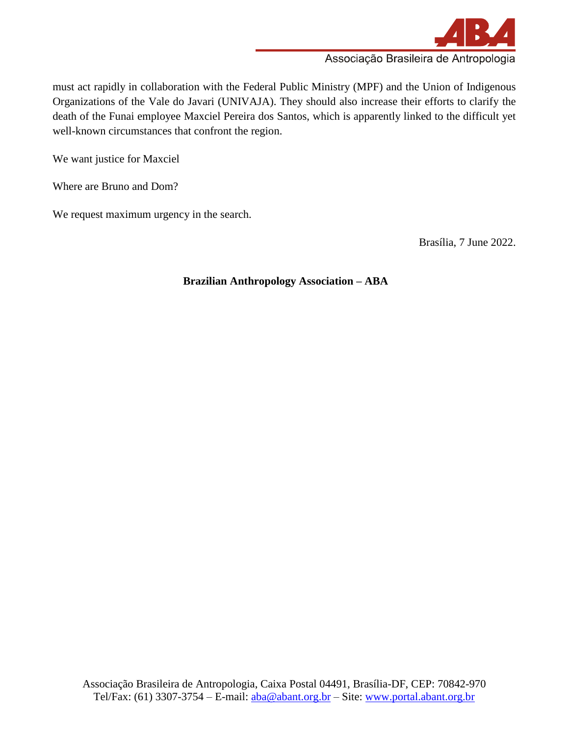must act rapidly in collaboration with the Federal Public Ministry (MPF) and the Union of Indigenous Organizations of the Vale do Javari (UNIVAJA). They should also increase their efforts to clarify the death of the Funai employee Maxciel Pereira dos Santos, which is apparently linked to the difficult yet well-known circumstances that confront the region.

We want justice for Maxciel

Where are Bruno and Dom?

We request maximum urgency in the search.

Brasília, 7 June 2022.

**Brazilian Anthropology Association – ABA**